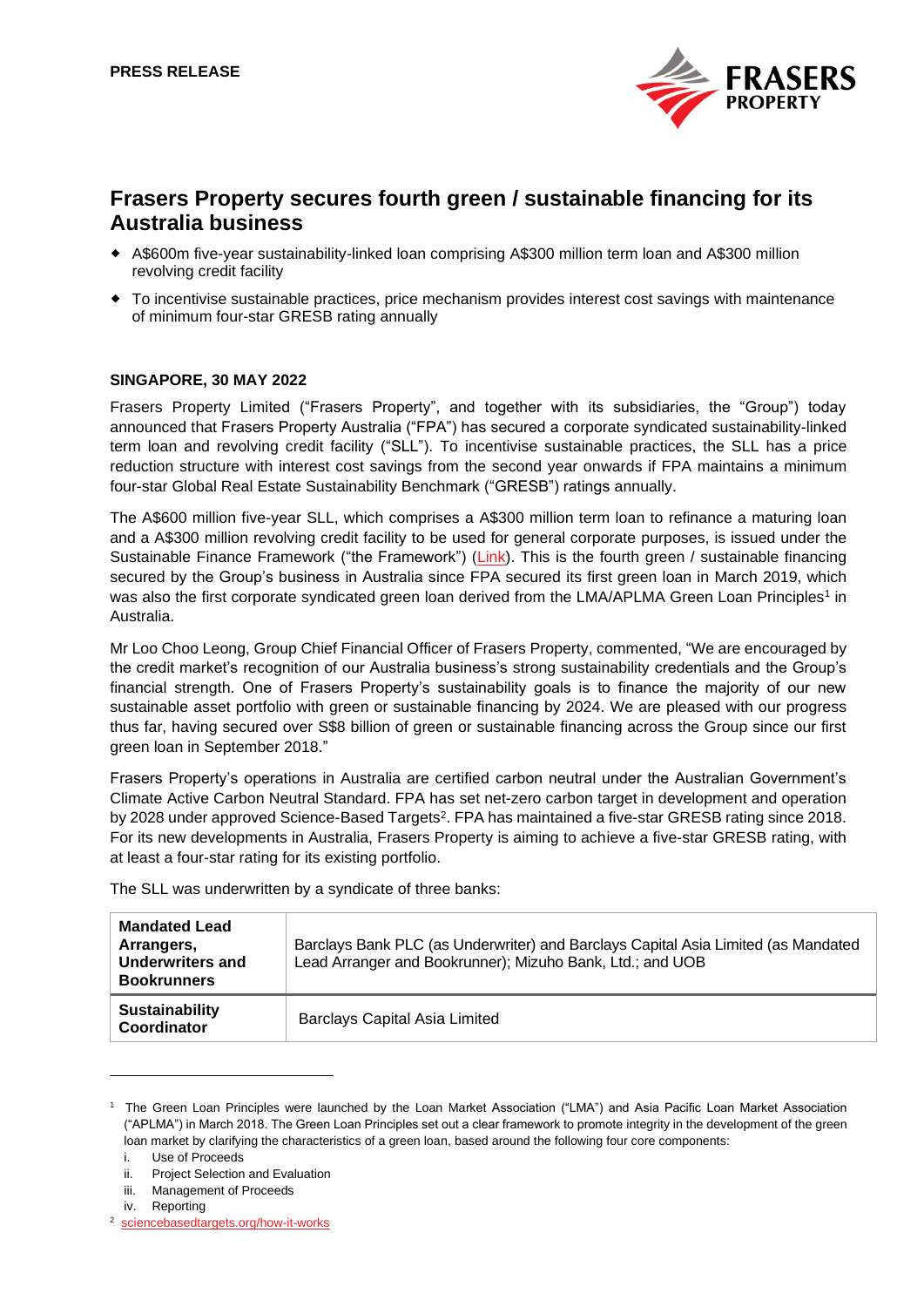**PRESS RELEASE**

# Frasers Property secures fourth green / sustainable financing for its Australia business

- A$600m five-year sustainability-linked loan comprising A$300 million term loan and A$300 million revolving credit facility
- To incentivise sustainable practices, price mechanism provides interest cost savings with maintenance of minimum four-star GRESB rating annually

**SINGAPORE, 30 MAY 2022**

Frasers Property Limited ("Frasers Property", and together with its subsidiaries, the "Group") today announced that Frasers Property Australia ("FPA") has secured a corporate syndicated sustainability-linked term loan and revolving credit facility ("SLL"). To incentivise sustainable practices, the SLL has a price reduction structure with interest cost savings from the second year onwards if FPA maintains a minimum four-star Global Real Estate Sustainability Benchmark ("GRESB") ratings annually.

The A$600 million five-year SLL, which comprises a A$300 million term loan to refinance a maturing loan and a A$300 million revolving credit facility to be used for general corporate purposes, is issued under the Sustainable Finance Framework ("the Framework") (Link). This is the fourth green / sustainable financing secured by the Group's business in Australia since FPA secured its first green loan in March 2019, which was also the first corporate syndicated green loan derived from the LMA/APLMA Green Loan Principles[1] in Australia.

Mr Loo Choo Leong, Group Chief Financial Officer of Frasers Property, commented, "We are encouraged by the credit market's recognition of our Australia business's strong sustainability credentials and the Group's financial strength. One of Frasers Property's sustainability goals is to finance the majority of our new sustainable asset portfolio with green or sustainable financing by 2024. We are pleased with our progress thus far, having secured over S$8 billion of green or sustainable financing across the Group since our first green loan in September 2018."

Frasers Property's operations in Australia are certified carbon neutral under the Australian Government's Climate Active Carbon Neutral Standard. FPA has set net-zero carbon target in development and operation by 2028 under approved Science-Based Targets[2]. FPA has maintained a five-star GRESB rating since 2018. For its new developments in Australia, Frasers Property is aiming to achieve a five-star GRESB rating, with at least a four-star rating for its existing portfolio.

The SLL was underwritten by a syndicate of three banks:

| | |
|---|---|
| **Mandated Lead Arrangers, Underwriters and Bookrunners** | Barclays Bank PLC (as Underwriter) and Barclays Capital Asia Limited (as Mandated Lead Arranger and Bookrunner); Mizuho Bank, Ltd.; and UOB |
| **Sustainability Coordinator** | Barclays Capital Asia Limited |

---

[1] The Green Loan Principles were launched by the Loan Market Association ("LMA") and Asia Pacific Loan Market Association ("APLMA") in March 2018. The Green Loan Principles set out a clear framework to promote integrity in the development of the green loan market by clarifying the characteristics of a green loan, based around the following four core components:

i. Use of Proceeds
ii. Project Selection and Evaluation
iii. Management of Proceeds
iv. Reporting

[2] sciencebasedtargets.org/how-it-works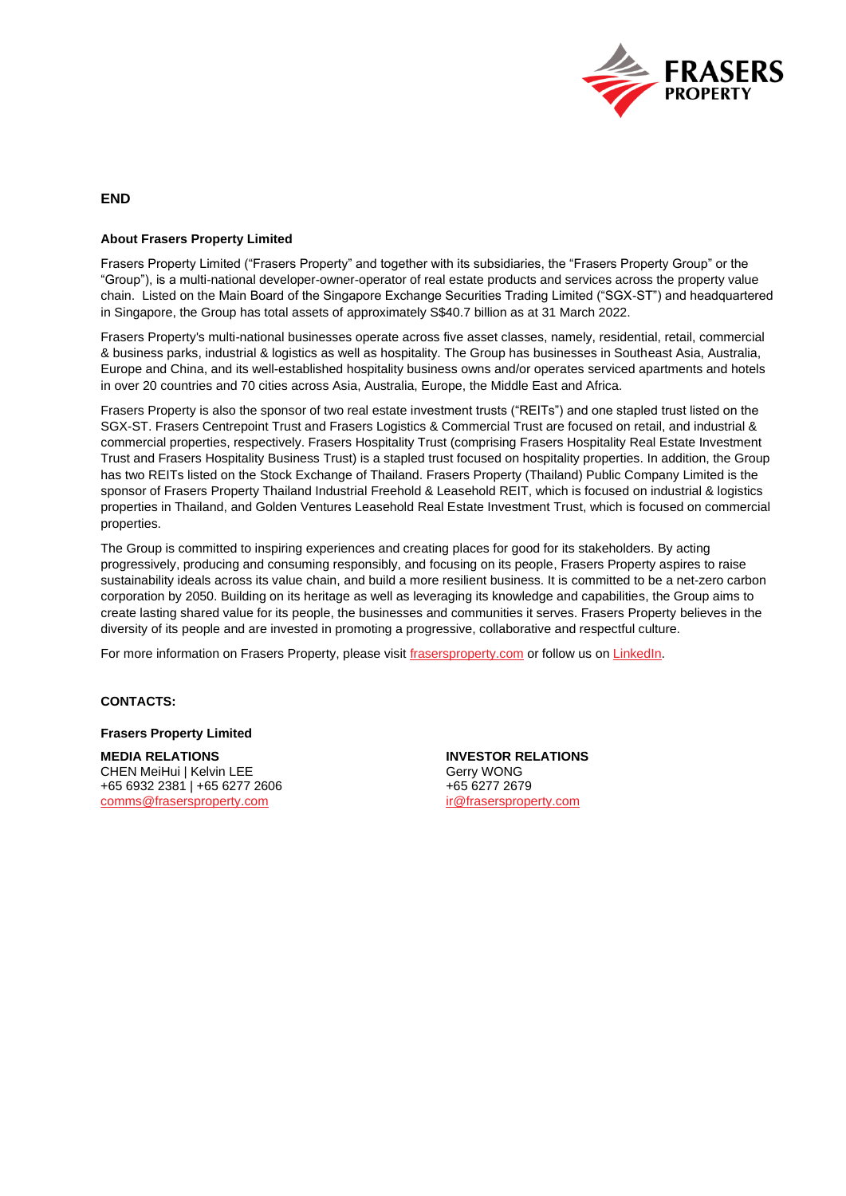**END**

**About Frasers Property Limited**

Frasers Property Limited ("Frasers Property" and together with its subsidiaries, the "Frasers Property Group" or the "Group"), is a multi-national developer-owner-operator of real estate products and services across the property value chain. Listed on the Main Board of the Singapore Exchange Securities Trading Limited ("SGX-ST") and headquartered in Singapore, the Group has total assets of approximately S$40.7 billion as at 31 March 2022.

Frasers Property's multi-national businesses operate across five asset classes, namely, residential, retail, commercial & business parks, industrial & logistics as well as hospitality. The Group has businesses in Southeast Asia, Australia, Europe and China, and its well-established hospitality business owns and/or operates serviced apartments and hotels in over 20 countries and 70 cities across Asia, Australia, Europe, the Middle East and Africa.

Frasers Property is also the sponsor of two real estate investment trusts ("REITs") and one stapled trust listed on the SGX-ST. Frasers Centrepoint Trust and Frasers Logistics & Commercial Trust are focused on retail, and industrial & commercial properties, respectively. Frasers Hospitality Trust (comprising Frasers Hospitality Real Estate Investment Trust and Frasers Hospitality Business Trust) is a stapled trust focused on hospitality properties. In addition, the Group has two REITs listed on the Stock Exchange of Thailand. Frasers Property (Thailand) Public Company Limited is the sponsor of Frasers Property Thailand Industrial Freehold & Leasehold REIT, which is focused on industrial & logistics properties in Thailand, and Golden Ventures Leasehold Real Estate Investment Trust, which is focused on commercial properties.

The Group is committed to inspiring experiences and creating places for good for its stakeholders. By acting progressively, producing and consuming responsibly, and focusing on its people, Frasers Property aspires to raise sustainability ideals across its value chain, and build a more resilient business. It is committed to be a net-zero carbon corporation by 2050. Building on its heritage as well as leveraging its knowledge and capabilities, the Group aims to create lasting shared value for its people, the businesses and communities it serves. Frasers Property believes in the diversity of its people and are invested in promoting a progressive, collaborative and respectful culture.

For more information on Frasers Property, please visit frasersproperty.com or follow us on LinkedIn.

**CONTACTS:**

**Frasers Property Limited**

**MEDIA RELATIONS**
CHEN MeiHui | Kelvin LEE
+65 6932 2381 | +65 6277 2606
comms@frasersproperty.com

**INVESTOR RELATIONS**
Gerry WONG
+65 6277 2679
ir@frasersproperty.com